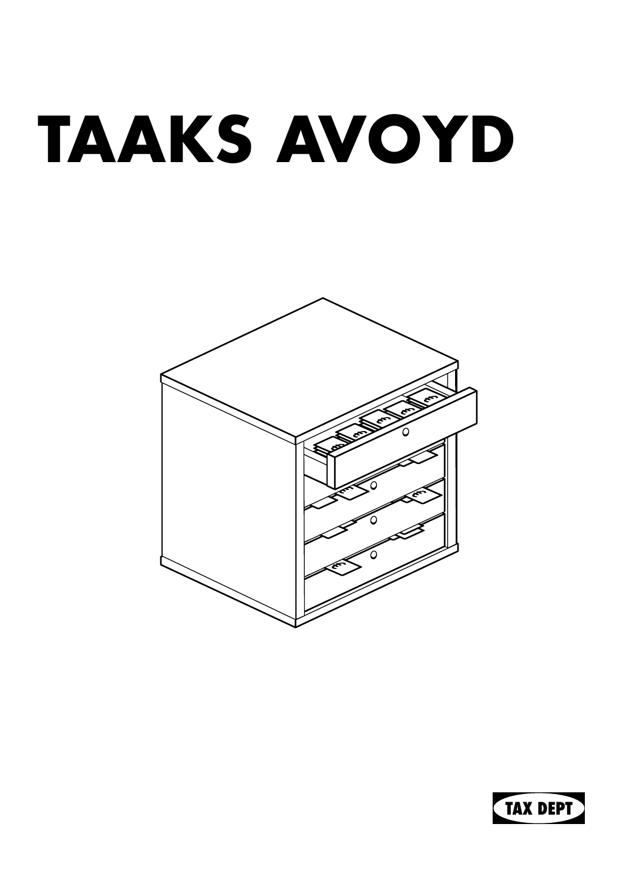# TAAKS AVOYD

TAX DEPT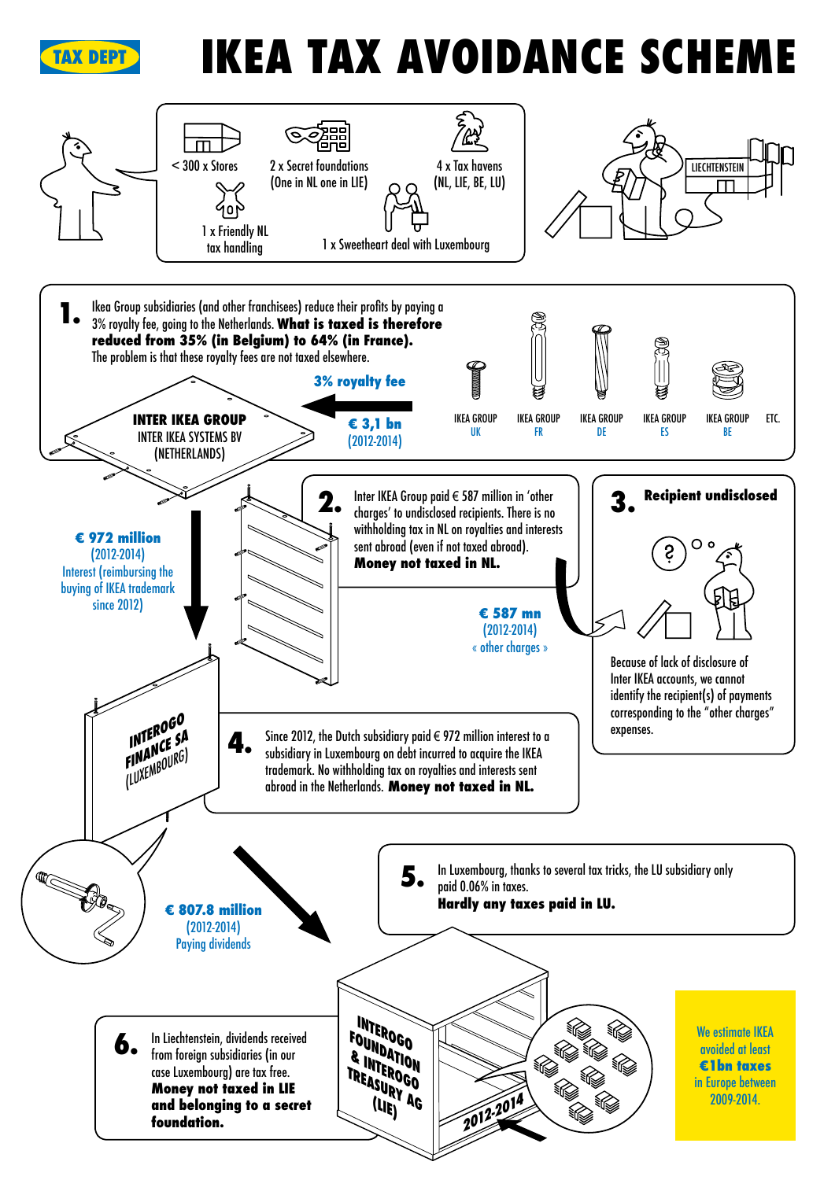TAX DEPT

# IKEA TAX AVOIDANCE SCHEME

< 300 x Stores

2 x Secret foundations (One in NL one in LIE)

4 x Tax havens (NL, LIE, BE, LU)

1 x Friendly NL tax handling

1 x Sweetheart deal with Luxembourg

LIECHTENSTEIN

## 1.

Ikea Group subsidiaries (and other franchisees) reduce their profits by paying a 3% royalty fee, going to the Netherlands. **What is taxed is therefore reduced from 35% (in Belgium) to 64% (in France).** The problem is that these royalty fees are not taxed elsewhere.

**3% royalty fee**

**€ 3,1 bn** (2012-2014)

**INTER IKEA GROUP**
INTER IKEA SYSTEMS BV (NETHERLANDS)

IKEA GROUP UK

IKEA GROUP FR

IKEA GROUP DE

IKEA GROUP ES

IKEA GROUP BE

ETC.

## 2.

Inter IKEA Group paid € 587 million in 'other charges' to undisclosed recipients. There is no withholding tax in NL on royalties and interests sent abroad (even if not taxed abroad). **Money not taxed in NL.**

**€ 587 mn** (2012-2014) « other charges »

## 3. Recipient undisclosed

Because of lack of disclosure of Inter IKEA accounts, we cannot identify the recipient(s) of payments corresponding to the "other charges" expenses.

**€ 972 million** (2012-2014) Interest (reimbursing the buying of IKEA trademark since 2012)

INTEROGO FINANCE SA (LUXEMBOURG)

## 4.

Since 2012, the Dutch subsidiary paid € 972 million interest to a subsidiary in Luxembourg on debt incurred to acquire the IKEA trademark. No withholding tax on royalties and interests sent abroad in the Netherlands. **Money not taxed in NL.**

## 5.

In Luxembourg, thanks to several tax tricks, the LU subsidiary only paid 0.06% in taxes. **Hardly any taxes paid in LU.**

**€ 807.8 million** (2012-2014) Paying dividends

## 6.

In Liechtenstein, dividends received from foreign subsidiaries (in our case Luxembourg) are tax free. **Money not taxed in LIE and belonging to a secret foundation.**

INTEROGO FOUNDATION & INTEROGO TREASURY AG (LIE)

2012-2014

We estimate IKEA avoided at least **€1bn taxes** in Europe between 2009-2014.